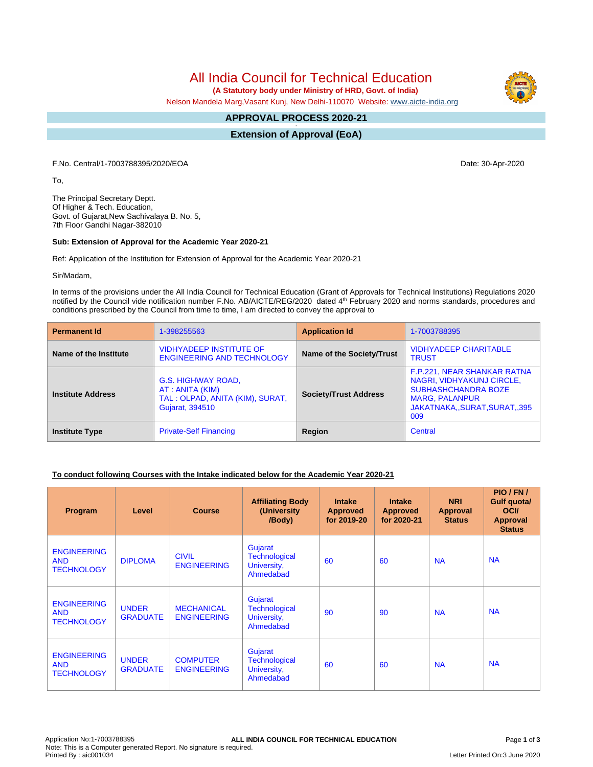# All India Council for Technical Education

**(A Statutory body under Ministry of HRD, Govt. of India)**

Nelson Mandela Marg,Vasant Kunj, New Delhi-110070 Website: www.aicte-india.org

## APPROVAL PROCESS 2020-21

## Extension of Approval (EoA)

F.No. Central/1-7003788395/2020/EOA

Date: 30-Apr-2020

To,

The Principal Secretary Deptt.
Of Higher & Tech. Education,
Govt. of Gujarat,New Sachivalaya B. No. 5,
7th Floor Gandhi Nagar-382010

**Sub: Extension of Approval for the Academic Year 2020-21**

Ref: Application of the Institution for Extension of Approval for the Academic Year 2020-21

Sir/Madam,

In terms of the provisions under the All India Council for Technical Education (Grant of Approvals for Technical Institutions) Regulations 2020 notified by the Council vide notification number F.No. AB/AICTE/REG/2020 dated 4th February 2020 and norms standards, procedures and conditions prescribed by the Council from time to time, I am directed to convey the approval to

| **Permanent Id** | 1-398255563 | **Application Id** | 1-7003788395 |
|---|---|---|---|
| **Name of the Institute** | VIDHYADEEP INSTITUTE OF ENGINEERING AND TECHNOLOGY | **Name of the Society/Trust** | VIDHYADEEP CHARITABLE TRUST |
| **Institute Address** | G.S. HIGHWAY ROAD, AT : ANITA (KIM) TAL : OLPAD, ANITA (KIM), SURAT, Gujarat, 394510 | **Society/Trust Address** | F.P.221, NEAR SHANKAR RATNA NAGRI, VIDHYAKUNJ CIRCLE, SUBHASHCHANDRA BOZE MARG, PALANPUR JAKATNAKA,,SURAT,SURAT,,395 009 |
| **Institute Type** | Private-Self Financing | **Region** | Central |

**<u>To conduct following Courses with the Intake indicated below for the Academic Year 2020-21</u>**

| Program | Level | Course | Affiliating Body (University /Body) | Intake Approved for 2019-20 | Intake Approved for 2020-21 | NRI Approval Status | PIO / FN / Gulf quota/ OCI/ Approval Status |
|---|---|---|---|---|---|---|---|
| ENGINEERING AND TECHNOLOGY | DIPLOMA | CIVIL ENGINEERING | Gujarat Technological University, Ahmedabad | 60 | 60 | NA | NA |
| ENGINEERING AND TECHNOLOGY | UNDER GRADUATE | MECHANICAL ENGINEERING | Gujarat Technological University, Ahmedabad | 90 | 90 | NA | NA |
| ENGINEERING AND TECHNOLOGY | UNDER GRADUATE | COMPUTER ENGINEERING | Gujarat Technological University, Ahmedabad | 60 | 60 | NA | NA |

Application No:1-7003788395
Note: This is a Computer generated Report. No signature is required.
Printed By : aic001034
Letter Printed On:3 June 2020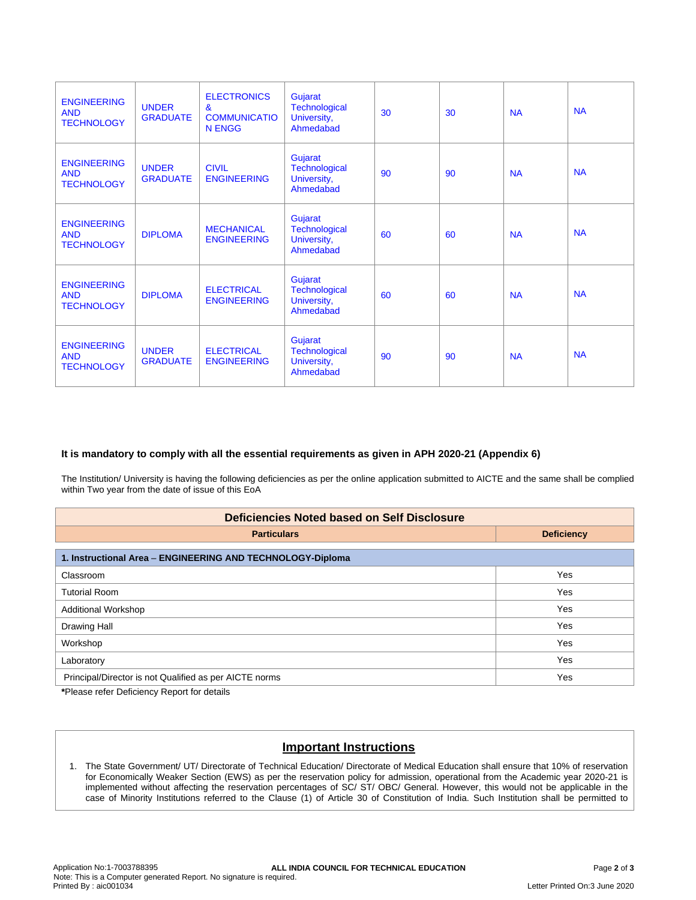| | | | | | | | |
|---|---|---|---|---|---|---|---|
| ENGINEERING AND TECHNOLOGY | UNDER GRADUATE | ELECTRONICS & COMMUNICATION ENGG | Gujarat Technological University, Ahmedabad | 30 | 30 | NA | NA |
| ENGINEERING AND TECHNOLOGY | UNDER GRADUATE | CIVIL ENGINEERING | Gujarat Technological University, Ahmedabad | 90 | 90 | NA | NA |
| ENGINEERING AND TECHNOLOGY | DIPLOMA | MECHANICAL ENGINEERING | Gujarat Technological University, Ahmedabad | 60 | 60 | NA | NA |
| ENGINEERING AND TECHNOLOGY | DIPLOMA | ELECTRICAL ENGINEERING | Gujarat Technological University, Ahmedabad | 60 | 60 | NA | NA |
| ENGINEERING AND TECHNOLOGY | UNDER GRADUATE | ELECTRICAL ENGINEERING | Gujarat Technological University, Ahmedabad | 90 | 90 | NA | NA |

**It is mandatory to comply with all the essential requirements as given in APH 2020-21 (Appendix 6)**

The Institution/ University is having the following deficiencies as per the online application submitted to AICTE and the same shall be complied within Two year from the date of issue of this EoA

| Deficiencies Noted based on Self Disclosure | |
|---|---|
| **Particulars** | **Deficiency** |
| **1. Instructional Area – ENGINEERING AND TECHNOLOGY-Diploma** | |
| Classroom | Yes |
| Tutorial Room | Yes |
| Additional Workshop | Yes |
| Drawing Hall | Yes |
| Workshop | Yes |
| Laboratory | Yes |
| Principal/Director is not Qualified as per AICTE norms | Yes |

***Please refer Deficiency Report for details**

## Important Instructions

1. The State Government/ UT/ Directorate of Technical Education/ Directorate of Medical Education shall ensure that 10% of reservation for Economically Weaker Section (EWS) as per the reservation policy for admission, operational from the Academic year 2020-21 is implemented without affecting the reservation percentages of SC/ ST/ OBC/ General. However, this would not be applicable in the case of Minority Institutions referred to the Clause (1) of Article 30 of Constitution of India. Such Institution shall be permitted to

Application No:1-7003788395
ALL INDIA COUNCIL FOR TECHNICAL EDUCATION
Note: This is a Computer generated Report. No signature is required.
Printed By : aic001034
Letter Printed On:3 June 2020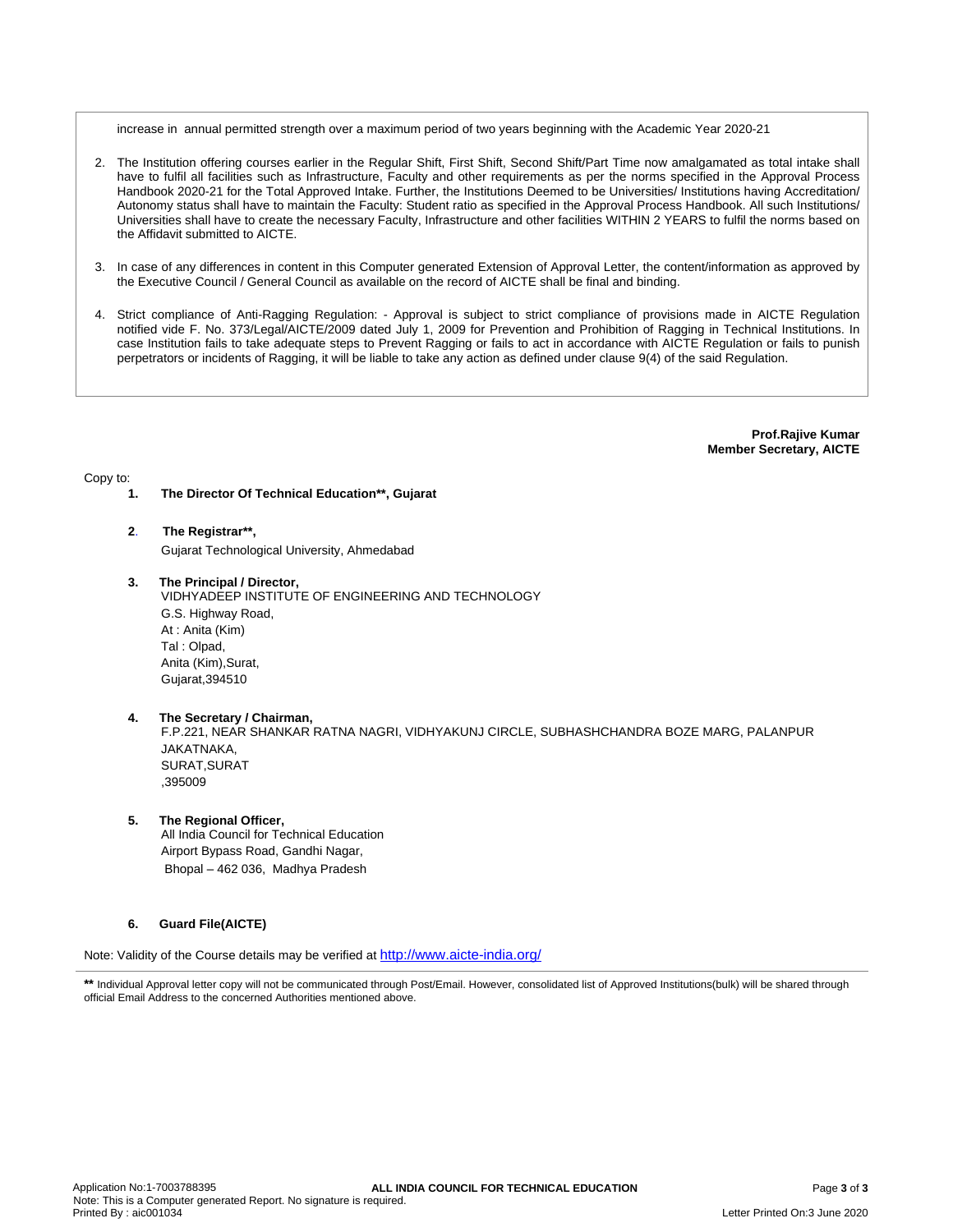increase in annual permitted strength over a maximum period of two years beginning with the Academic Year 2020-21

2. The Institution offering courses earlier in the Regular Shift, First Shift, Second Shift/Part Time now amalgamated as total intake shall have to fulfil all facilities such as Infrastructure, Faculty and other requirements as per the norms specified in the Approval Process Handbook 2020-21 for the Total Approved Intake. Further, the Institutions Deemed to be Universities/ Institutions having Accreditation/ Autonomy status shall have to maintain the Faculty: Student ratio as specified in the Approval Process Handbook. All such Institutions/ Universities shall have to create the necessary Faculty, Infrastructure and other facilities WITHIN 2 YEARS to fulfil the norms based on the Affidavit submitted to AICTE.

3. In case of any differences in content in this Computer generated Extension of Approval Letter, the content/information as approved by the Executive Council / General Council as available on the record of AICTE shall be final and binding.

4. Strict compliance of Anti-Ragging Regulation: - Approval is subject to strict compliance of provisions made in AICTE Regulation notified vide F. No. 373/Legal/AICTE/2009 dated July 1, 2009 for Prevention and Prohibition of Ragging in Technical Institutions. In case Institution fails to take adequate steps to Prevent Ragging or fails to act in accordance with AICTE Regulation or fails to punish perpetrators or incidents of Ragging, it will be liable to take any action as defined under clause 9(4) of the said Regulation.

**Prof.Rajive Kumar**
**Member Secretary, AICTE**

Copy to:

1. **The Director Of Technical Education\*\*, Gujarat**

2. **The Registrar\*\*,**
   Gujarat Technological University, Ahmedabad

3. **The Principal / Director,**
   VIDHYADEEP INSTITUTE OF ENGINEERING AND TECHNOLOGY
   G.S. Highway Road,
   At : Anita (Kim)
   Tal : Olpad,
   Anita (Kim),Surat,
   Gujarat,394510

4. **The Secretary / Chairman,**
   F.P.221, NEAR SHANKAR RATNA NAGRI, VIDHYAKUNJ CIRCLE, SUBHASHCHANDRA BOZE MARG, PALANPUR JAKATNAKA,
   SURAT,SURAT
   ,395009

5. **The Regional Officer,**
   All India Council for Technical Education
   Airport Bypass Road, Gandhi Nagar,
   Bhopal – 462 036, Madhya Pradesh

6. **Guard File(AICTE)**

Note: Validity of the Course details may be verified at http://www.aicte-india.org/

**\*\*** Individual Approval letter copy will not be communicated through Post/Email. However, consolidated list of Approved Institutions(bulk) will be shared through official Email Address to the concerned Authorities mentioned above.

Application No:1-7003788395
Note: This is a Computer generated Report. No signature is required.
Printed By : aic001034
Letter Printed On:3 June 2020